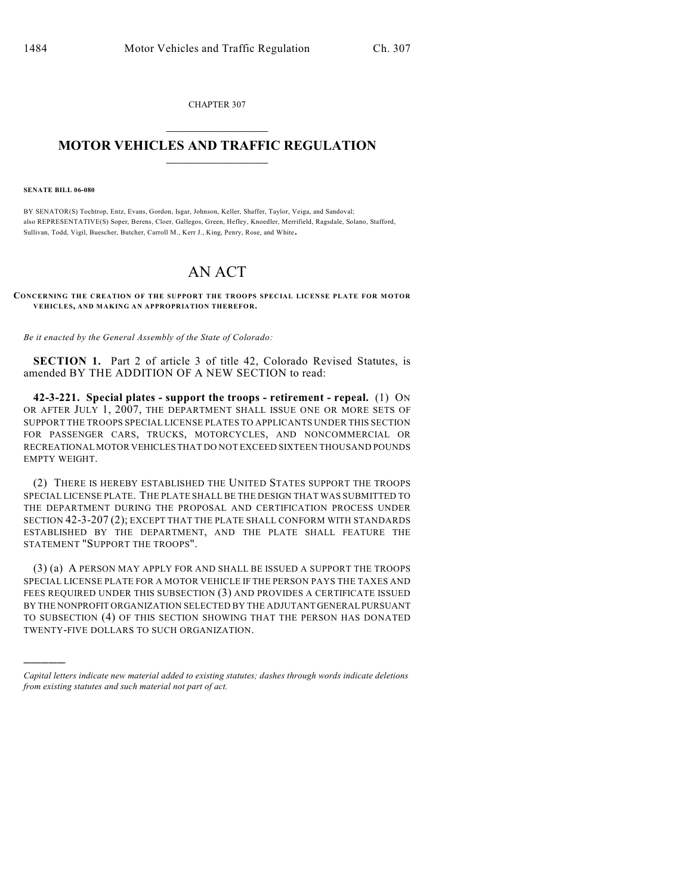CHAPTER 307

# MOTOR VEHICLES AND TRAFFIC REGULATION

**SENATE BILL 06-080**

BY SENATOR(S) Tochtrop, Entz, Evans, Gordon, Isgar, Johnson, Keller, Shaffer, Taylor, Veiga, and Sandoval;
also REPRESENTATIVE(S) Soper, Berens, Cloer, Gallegos, Green, Hefley, Knoedler, Merrifield, Ragsdale, Solano, Stafford, Sullivan, Todd, Vigil, Buescher, Butcher, Carroll M., Kerr J., King, Penry, Rose, and White.

# AN ACT

**CONCERNING THE CREATION OF THE SUPPORT THE TROOPS SPECIAL LICENSE PLATE FOR MOTOR VEHICLES, AND MAKING AN APPROPRIATION THEREFOR.**

*Be it enacted by the General Assembly of the State of Colorado:*

**SECTION 1.** Part 2 of article 3 of title 42, Colorado Revised Statutes, is amended BY THE ADDITION OF A NEW SECTION to read:

**42-3-221. Special plates - support the troops - retirement - repeal.** (1) ON OR AFTER JULY 1, 2007, THE DEPARTMENT SHALL ISSUE ONE OR MORE SETS OF SUPPORT THE TROOPS SPECIAL LICENSE PLATES TO APPLICANTS UNDER THIS SECTION FOR PASSENGER CARS, TRUCKS, MOTORCYCLES, AND NONCOMMERCIAL OR RECREATIONAL MOTOR VEHICLES THAT DO NOT EXCEED SIXTEEN THOUSAND POUNDS EMPTY WEIGHT.

(2) THERE IS HEREBY ESTABLISHED THE UNITED STATES SUPPORT THE TROOPS SPECIAL LICENSE PLATE. THE PLATE SHALL BE THE DESIGN THAT WAS SUBMITTED TO THE DEPARTMENT DURING THE PROPOSAL AND CERTIFICATION PROCESS UNDER SECTION 42-3-207 (2); EXCEPT THAT THE PLATE SHALL CONFORM WITH STANDARDS ESTABLISHED BY THE DEPARTMENT, AND THE PLATE SHALL FEATURE THE STATEMENT "SUPPORT THE TROOPS".

(3) (a) A PERSON MAY APPLY FOR AND SHALL BE ISSUED A SUPPORT THE TROOPS SPECIAL LICENSE PLATE FOR A MOTOR VEHICLE IF THE PERSON PAYS THE TAXES AND FEES REQUIRED UNDER THIS SUBSECTION (3) AND PROVIDES A CERTIFICATE ISSUED BY THE NONPROFIT ORGANIZATION SELECTED BY THE ADJUTANT GENERAL PURSUANT TO SUBSECTION (4) OF THIS SECTION SHOWING THAT THE PERSON HAS DONATED TWENTY-FIVE DOLLARS TO SUCH ORGANIZATION.

---

*Capital letters indicate new material added to existing statutes; dashes through words indicate deletions from existing statutes and such material not part of act.*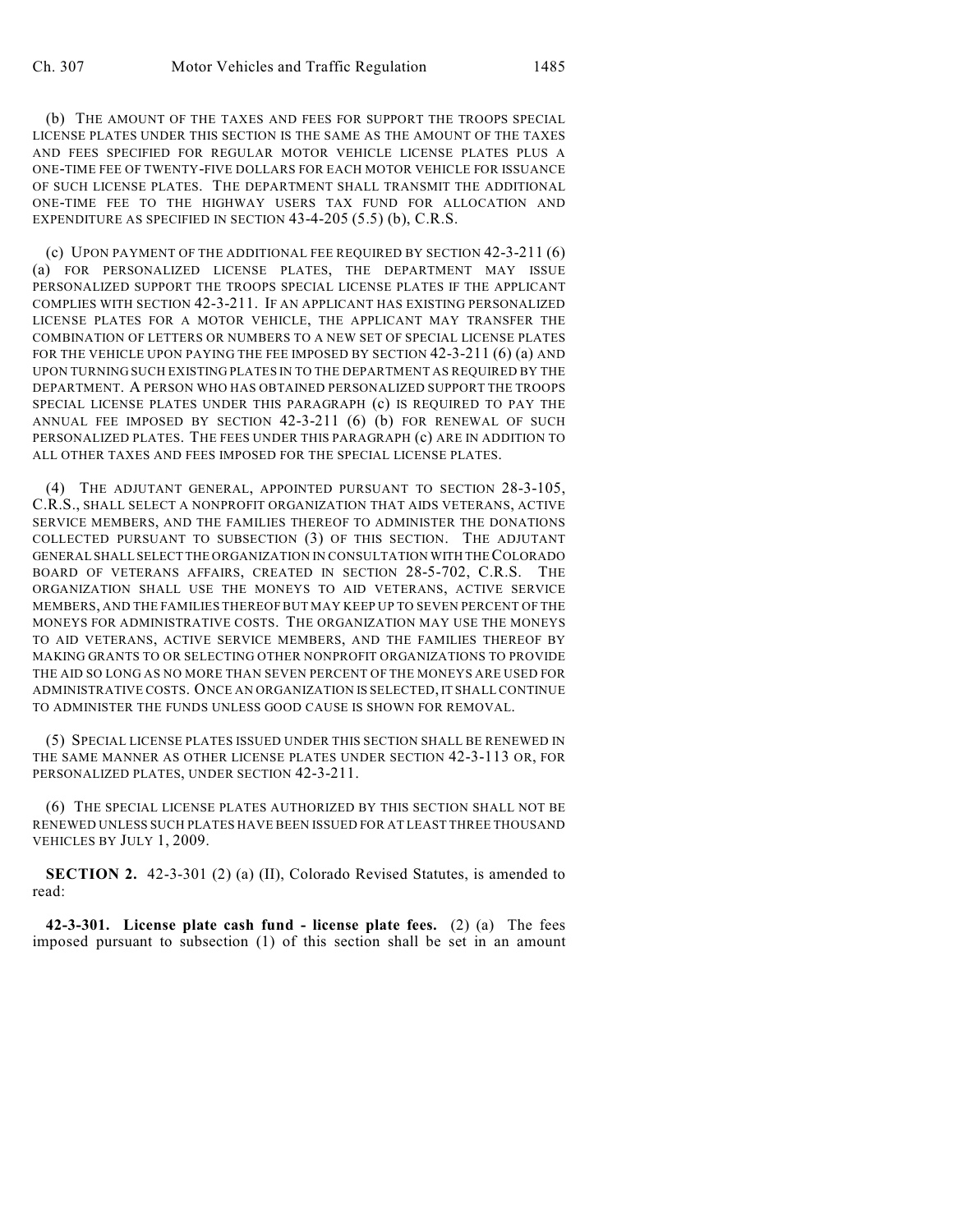(b) THE AMOUNT OF THE TAXES AND FEES FOR SUPPORT THE TROOPS SPECIAL LICENSE PLATES UNDER THIS SECTION IS THE SAME AS THE AMOUNT OF THE TAXES AND FEES SPECIFIED FOR REGULAR MOTOR VEHICLE LICENSE PLATES PLUS A ONE-TIME FEE OF TWENTY-FIVE DOLLARS FOR EACH MOTOR VEHICLE FOR ISSUANCE OF SUCH LICENSE PLATES. THE DEPARTMENT SHALL TRANSMIT THE ADDITIONAL ONE-TIME FEE TO THE HIGHWAY USERS TAX FUND FOR ALLOCATION AND EXPENDITURE AS SPECIFIED IN SECTION 43-4-205 (5.5) (b), C.R.S.

(c) UPON PAYMENT OF THE ADDITIONAL FEE REQUIRED BY SECTION 42-3-211 (6) (a) FOR PERSONALIZED LICENSE PLATES, THE DEPARTMENT MAY ISSUE PERSONALIZED SUPPORT THE TROOPS SPECIAL LICENSE PLATES IF THE APPLICANT COMPLIES WITH SECTION 42-3-211. IF AN APPLICANT HAS EXISTING PERSONALIZED LICENSE PLATES FOR A MOTOR VEHICLE, THE APPLICANT MAY TRANSFER THE COMBINATION OF LETTERS OR NUMBERS TO A NEW SET OF SPECIAL LICENSE PLATES FOR THE VEHICLE UPON PAYING THE FEE IMPOSED BY SECTION 42-3-211 (6) (a) AND UPON TURNING SUCH EXISTING PLATES IN TO THE DEPARTMENT AS REQUIRED BY THE DEPARTMENT. A PERSON WHO HAS OBTAINED PERSONALIZED SUPPORT THE TROOPS SPECIAL LICENSE PLATES UNDER THIS PARAGRAPH (c) IS REQUIRED TO PAY THE ANNUAL FEE IMPOSED BY SECTION 42-3-211 (6) (b) FOR RENEWAL OF SUCH PERSONALIZED PLATES. THE FEES UNDER THIS PARAGRAPH (c) ARE IN ADDITION TO ALL OTHER TAXES AND FEES IMPOSED FOR THE SPECIAL LICENSE PLATES.

(4) THE ADJUTANT GENERAL, APPOINTED PURSUANT TO SECTION 28-3-105, C.R.S., SHALL SELECT A NONPROFIT ORGANIZATION THAT AIDS VETERANS, ACTIVE SERVICE MEMBERS, AND THE FAMILIES THEREOF TO ADMINISTER THE DONATIONS COLLECTED PURSUANT TO SUBSECTION (3) OF THIS SECTION. THE ADJUTANT GENERAL SHALL SELECT THE ORGANIZATION IN CONSULTATION WITH THE COLORADO BOARD OF VETERANS AFFAIRS, CREATED IN SECTION 28-5-702, C.R.S. THE ORGANIZATION SHALL USE THE MONEYS TO AID VETERANS, ACTIVE SERVICE MEMBERS, AND THE FAMILIES THEREOF BUT MAY KEEP UP TO SEVEN PERCENT OF THE MONEYS FOR ADMINISTRATIVE COSTS. THE ORGANIZATION MAY USE THE MONEYS TO AID VETERANS, ACTIVE SERVICE MEMBERS, AND THE FAMILIES THEREOF BY MAKING GRANTS TO OR SELECTING OTHER NONPROFIT ORGANIZATIONS TO PROVIDE THE AID SO LONG AS NO MORE THAN SEVEN PERCENT OF THE MONEYS ARE USED FOR ADMINISTRATIVE COSTS. ONCE AN ORGANIZATION IS SELECTED, IT SHALL CONTINUE TO ADMINISTER THE FUNDS UNLESS GOOD CAUSE IS SHOWN FOR REMOVAL.

(5) SPECIAL LICENSE PLATES ISSUED UNDER THIS SECTION SHALL BE RENEWED IN THE SAME MANNER AS OTHER LICENSE PLATES UNDER SECTION 42-3-113 OR, FOR PERSONALIZED PLATES, UNDER SECTION 42-3-211.

(6) THE SPECIAL LICENSE PLATES AUTHORIZED BY THIS SECTION SHALL NOT BE RENEWED UNLESS SUCH PLATES HAVE BEEN ISSUED FOR AT LEAST THREE THOUSAND VEHICLES BY JULY 1, 2009.

**SECTION 2.** 42-3-301 (2) (a) (II), Colorado Revised Statutes, is amended to read:

**42-3-301. License plate cash fund - license plate fees.** (2) (a) The fees imposed pursuant to subsection (1) of this section shall be set in an amount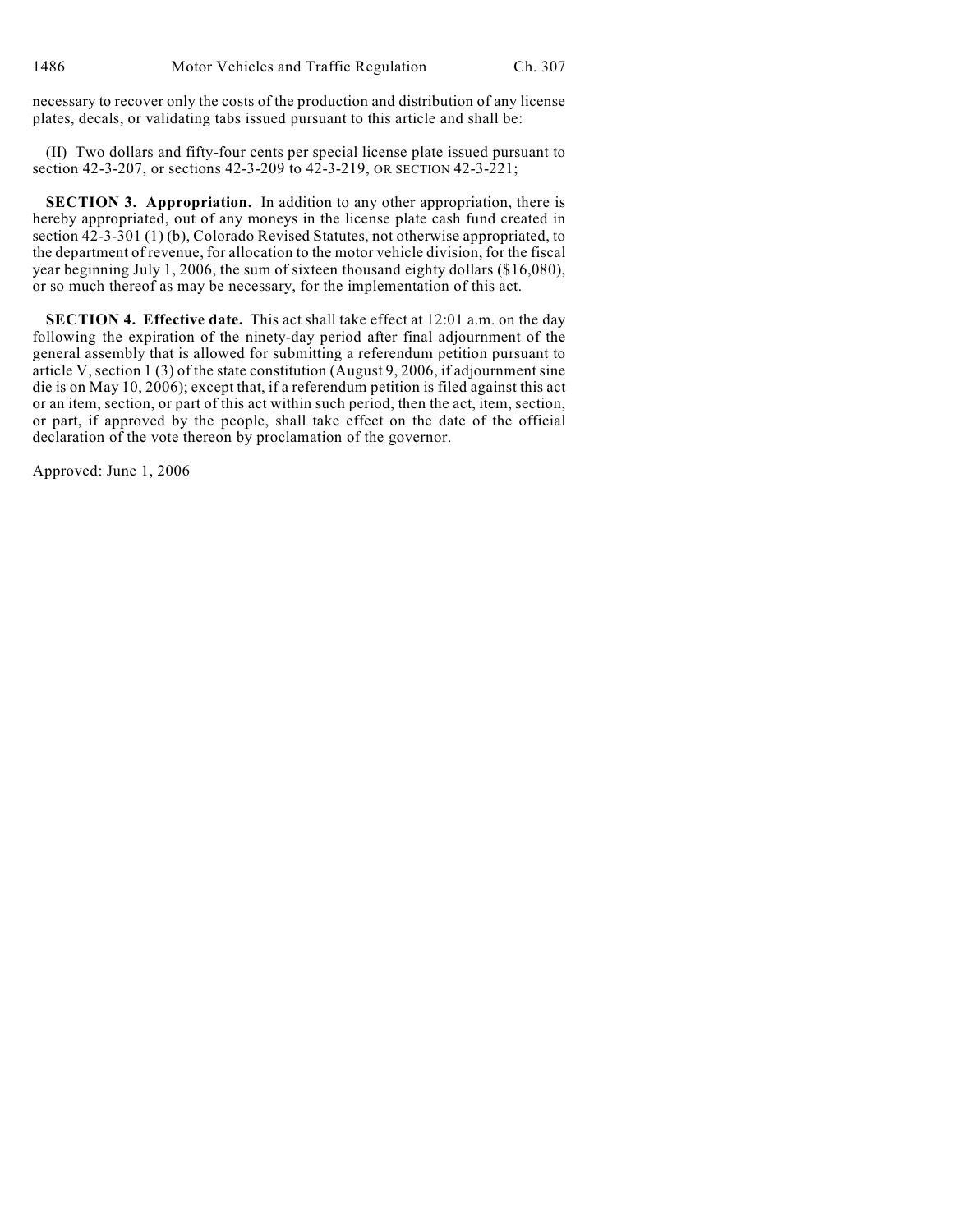necessary to recover only the costs of the production and distribution of any license plates, decals, or validating tabs issued pursuant to this article and shall be:

(II) Two dollars and fifty-four cents per special license plate issued pursuant to section 42-3-207, ~~or~~ sections 42-3-209 to 42-3-219, OR SECTION 42-3-221;

**SECTION 3. Appropriation.** In addition to any other appropriation, there is hereby appropriated, out of any moneys in the license plate cash fund created in section 42-3-301 (1) (b), Colorado Revised Statutes, not otherwise appropriated, to the department of revenue, for allocation to the motor vehicle division, for the fiscal year beginning July 1, 2006, the sum of sixteen thousand eighty dollars ($16,080), or so much thereof as may be necessary, for the implementation of this act.

**SECTION 4. Effective date.** This act shall take effect at 12:01 a.m. on the day following the expiration of the ninety-day period after final adjournment of the general assembly that is allowed for submitting a referendum petition pursuant to article V, section 1 (3) of the state constitution (August 9, 2006, if adjournment sine die is on May 10, 2006); except that, if a referendum petition is filed against this act or an item, section, or part of this act within such period, then the act, item, section, or part, if approved by the people, shall take effect on the date of the official declaration of the vote thereon by proclamation of the governor.

Approved: June 1, 2006